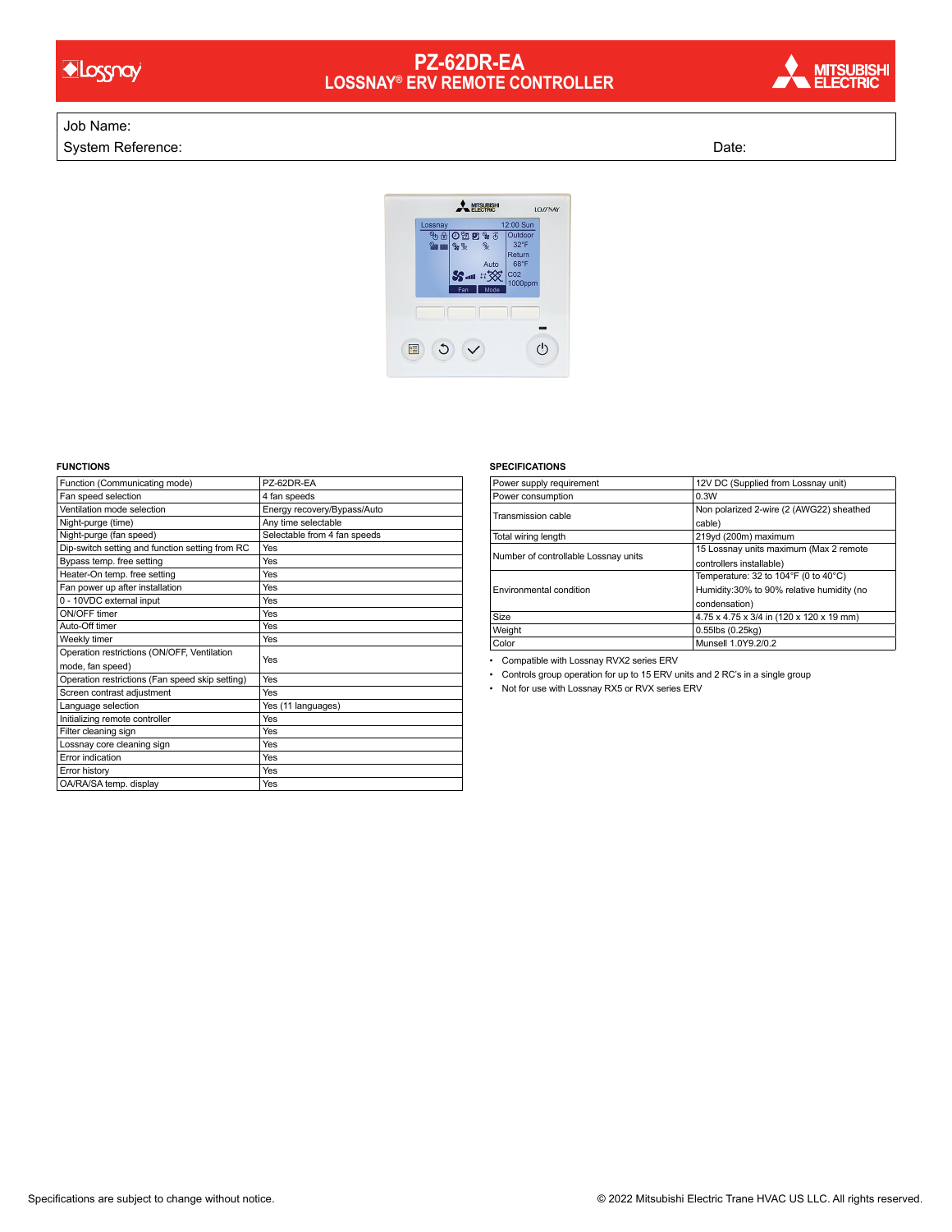# PZ-62DR-EA
## LOSSNAY® ERV REMOTE CONTROLLER

Job Name:

System Reference: Date:

### FUNCTIONS

| Function (Communicating mode) | PZ-62DR-EA |
|---|---|
| Fan speed selection | 4 fan speeds |
| Ventilation mode selection | Energy recovery/Bypass/Auto |
| Night-purge (time) | Any time selectable |
| Night-purge (fan speed) | Selectable from 4 fan speeds |
| Dip-switch setting and function setting from RC | Yes |
| Bypass temp. free setting | Yes |
| Heater-On temp. free setting | Yes |
| Fan power up after installation | Yes |
| 0 - 10VDC external input | Yes |
| ON/OFF timer | Yes |
| Auto-Off timer | Yes |
| Weekly timer | Yes |
| Operation restrictions (ON/OFF, Ventilation mode, fan speed) | Yes |
| Operation restrictions (Fan speed skip setting) | Yes |
| Screen contrast adjustment | Yes |
| Language selection | Yes (11 languages) |
| Initializing remote controller | Yes |
| Filter cleaning sign | Yes |
| Lossnay core cleaning sign | Yes |
| Error indication | Yes |
| Error history | Yes |
| OA/RA/SA temp. display | Yes |

### SPECIFICATIONS

| Power supply requirement | 12V DC (Supplied from Lossnay unit) |
|---|---|
| Power consumption | 0.3W |
| Transmission cable | Non polarized 2-wire (2 (AWG22) sheathed cable) |
| Total wiring length | 219yd (200m) maximum |
| Number of controllable Lossnay units | 15 Lossnay units maximum (Max 2 remote controllers installable) |
| Environmental condition | Temperature: 32 to 104°F (0 to 40°C) Humidity:30% to 90% relative humidity (no condensation) |
| Size | 4.75 x 4.75 x 3/4 in (120 x 120 x 19 mm) |
| Weight | 0.55lbs (0.25kg) |
| Color | Munsell 1.0Y9.2/0.2 |

- Compatible with Lossnay RVX2 series ERV
- Controls group operation for up to 15 ERV units and 2 RC's in a single group
- Not for use with Lossnay RX5 or RVX series ERV

Specifications are subject to change without notice.

© 2022 Mitsubishi Electric Trane HVAC US LLC. All rights reserved.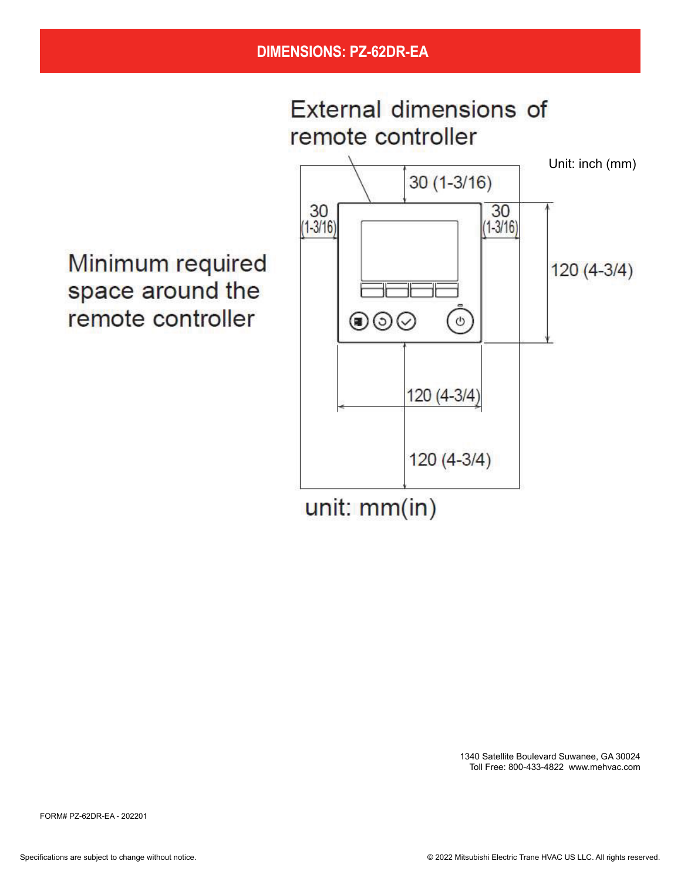## DIMENSIONS: PZ-62DR-EA

External dimensions of remote controller

Unit: inch (mm)

30 (1-3/16)

30 (1-3/16)

30 (1-3/16)

120 (4-3/4)

Minimum required space around the remote controller

120 (4-3/4)

120 (4-3/4)

unit: mm(in)

1340 Satellite Boulevard Suwanee, GA 30024
Toll Free: 800-433-4822 www.mehvac.com

FORM# PZ-62DR-EA - 202201

Specifications are subject to change without notice.

© 2022 Mitsubishi Electric Trane HVAC US LLC. All rights reserved.